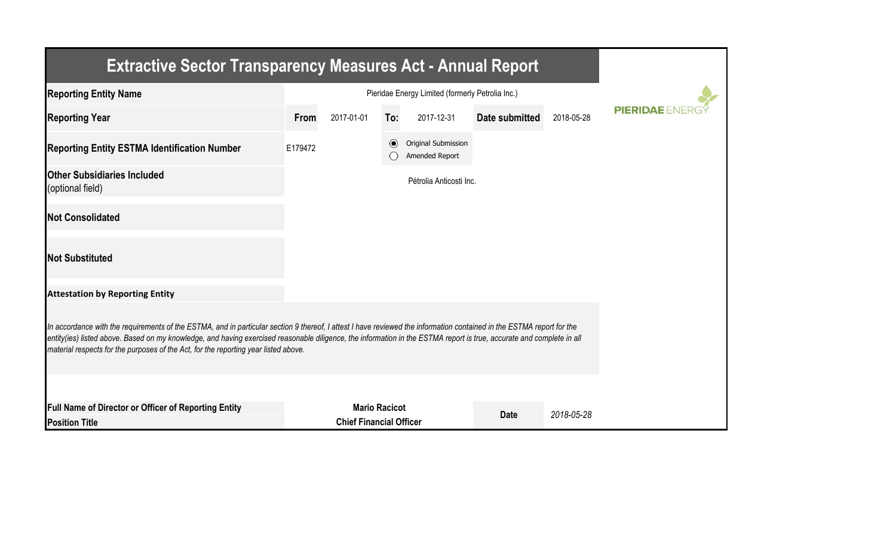# Extractive Sector Transparency Measures Act - Annual Report

| | | | | | | |
|---|---|---|---|---|---|---|
| **Reporting Entity Name** | Pieridae Energy Limited (formerly Petrolia Inc.) | | | | | |
| **Reporting Year** | **From** | 2017-01-01 | **To:** | 2017-12-31 | **Date submitted** | 2018-05-28 |
| **Reporting Entity ESTMA Identification Number** | E179472 | | ◉ | Original Submission | | |
| | | | ○ | Amended Report | | |
| **Other Subsidiaries Included** (optional field) | Pétrolia Anticosti Inc. | | | | | |
| **Not Consolidated** | | | | | | |
| **Not Substituted** | | | | | | |

**Attestation by Reporting Entity**

*In accordance with the requirements of the ESTMA, and in particular section 9 thereof, I attest I have reviewed the information contained in the ESTMA report for the entity(ies) listed above. Based on my knowledge, and having exercised reasonable diligence, the information in the ESTMA report is true, accurate and complete in all material respects for the purposes of the Act, for the reporting year listed above.*

| | | | |
|---|---|---|---|
| **Full Name of Director or Officer of Reporting Entity** | **Mario Racicot** | **Date** | *2018-05-28* |
| **Position Title** | **Chief Financial Officer** | | |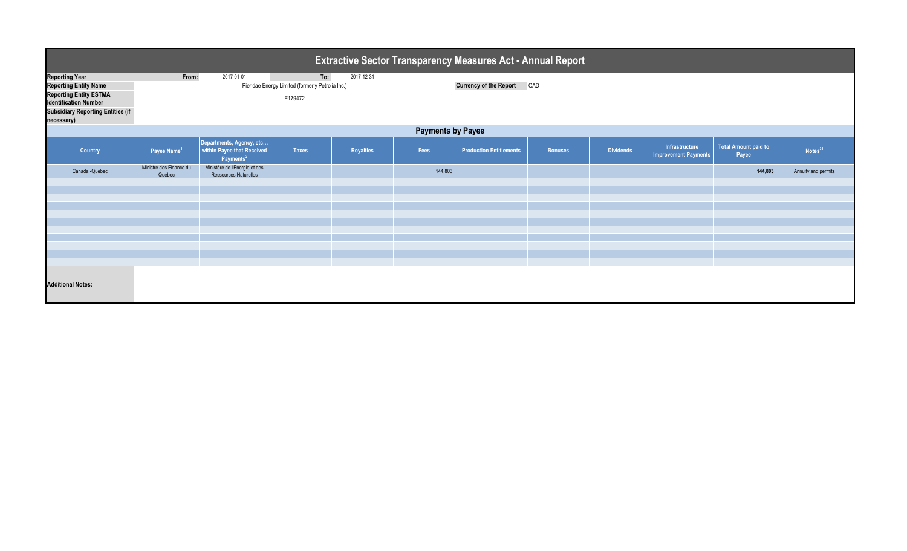# Extractive Sector Transparency Measures Act - Annual Report

| | | | | |
|---|---|---|---|---|
| **Reporting Year** | **From:** | 2017-01-01 | **To:** | 2017-12-31 |
| **Reporting Entity Name** | Pieridae Energy Limited (formerly Petrolia Inc.) | | **Currency of the Report** | CAD |
| **Reporting Entity ESTMA Identification Number** | E179472 | | | |
| **Subsidiary Reporting Entities (if necessary)** | | | | |

## Payments by Payee

| Country | Payee Name[1] | Departments, Agency, etc... within Payee that Received Payments[2] | Taxes | Royalties | Fees | Production Entitlements | Bonuses | Dividends | Infrastructure Improvement Payments | Total Amount paid to Payee | Notes[34] |
|---|---|---|---|---|---|---|---|---|---|---|---|
| Canada -Quebec | Ministre des Finance du Québec | Ministère de l'Énergie et des Ressources Naturelles | | | 144,803 | | | | | **144,803** | Annuity and permits |

**Additional Notes:**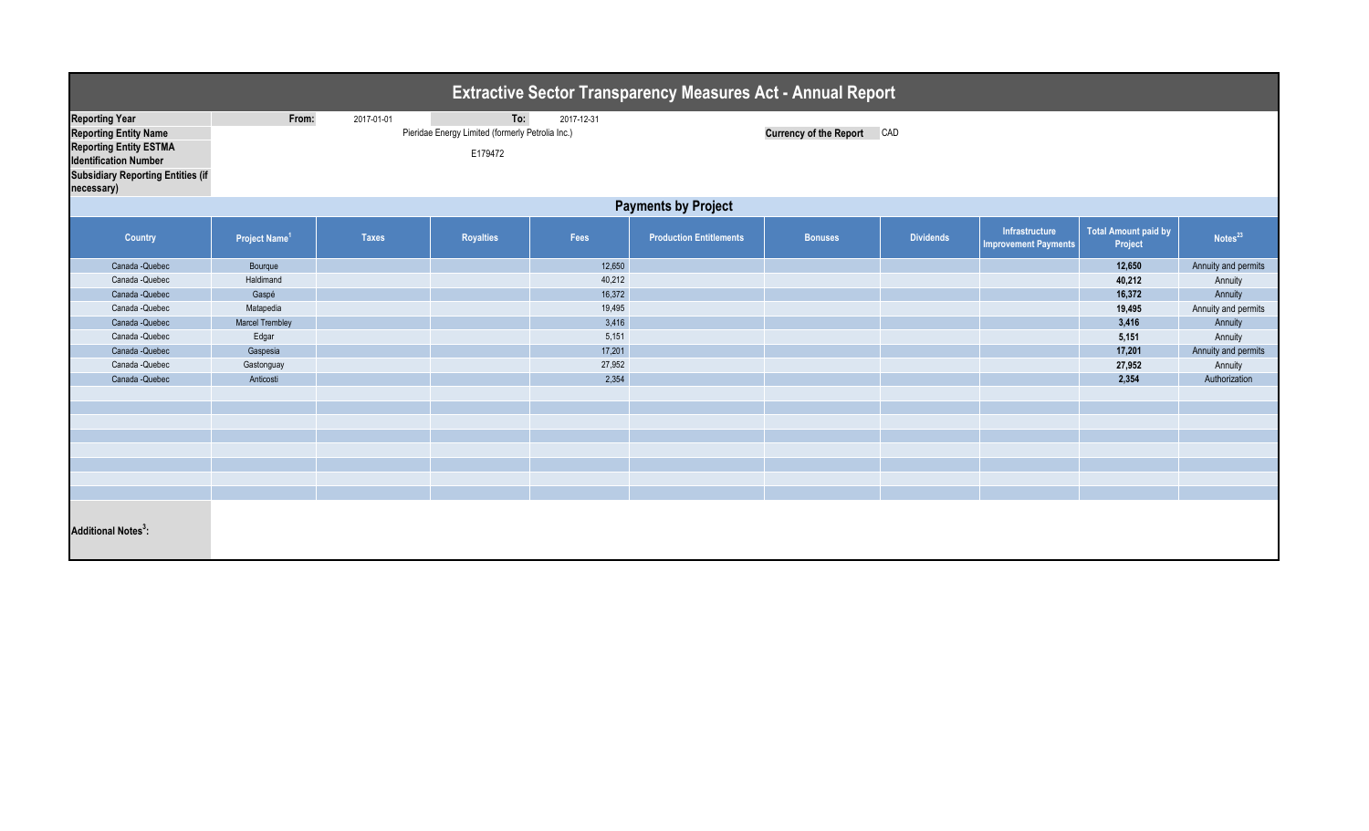# Extractive Sector Transparency Measures Act - Annual Report

| | | | | | |
|---|---|---|---|---|---|
| **Reporting Year** | **From:** | 2017-01-01 | **To:** | 2017-12-31 | |
| **Reporting Entity Name** | Pieridae Energy Limited (formerly Petrolia Inc.) | | | **Currency of the Report** | CAD |
| **Reporting Entity ESTMA Identification Number** | E179472 | | | | |
| **Subsidiary Reporting Entities (if necessary)** | | | | | |

## Payments by Project

| Country | Project Name[1] | Taxes | Royalties | Fees | Production Entitlements | Bonuses | Dividends | Infrastructure Improvement Payments | Total Amount paid by Project | Notes[23] |
|---|---|---|---|---|---|---|---|---|---|---|
| Canada -Quebec | Bourque | | | 12,650 | | | | | **12,650** | Annuity and permits |
| Canada -Quebec | Haldimand | | | 40,212 | | | | | **40,212** | Annuity |
| Canada -Quebec | Gaspé | | | 16,372 | | | | | **16,372** | Annuity |
| Canada -Quebec | Matapedia | | | 19,495 | | | | | **19,495** | Annuity and permits |
| Canada -Quebec | Marcel Trembley | | | 3,416 | | | | | **3,416** | Annuity |
| Canada -Quebec | Edgar | | | 5,151 | | | | | **5,151** | Annuity |
| Canada -Quebec | Gaspesia | | | 17,201 | | | | | **17,201** | Annuity and permits |
| Canada -Quebec | Gastonguay | | | 27,952 | | | | | **27,952** | Annuity |
| Canada -Quebec | Anticosti | | | 2,354 | | | | | **2,354** | Authorization |

**Additional Notes[3]:**